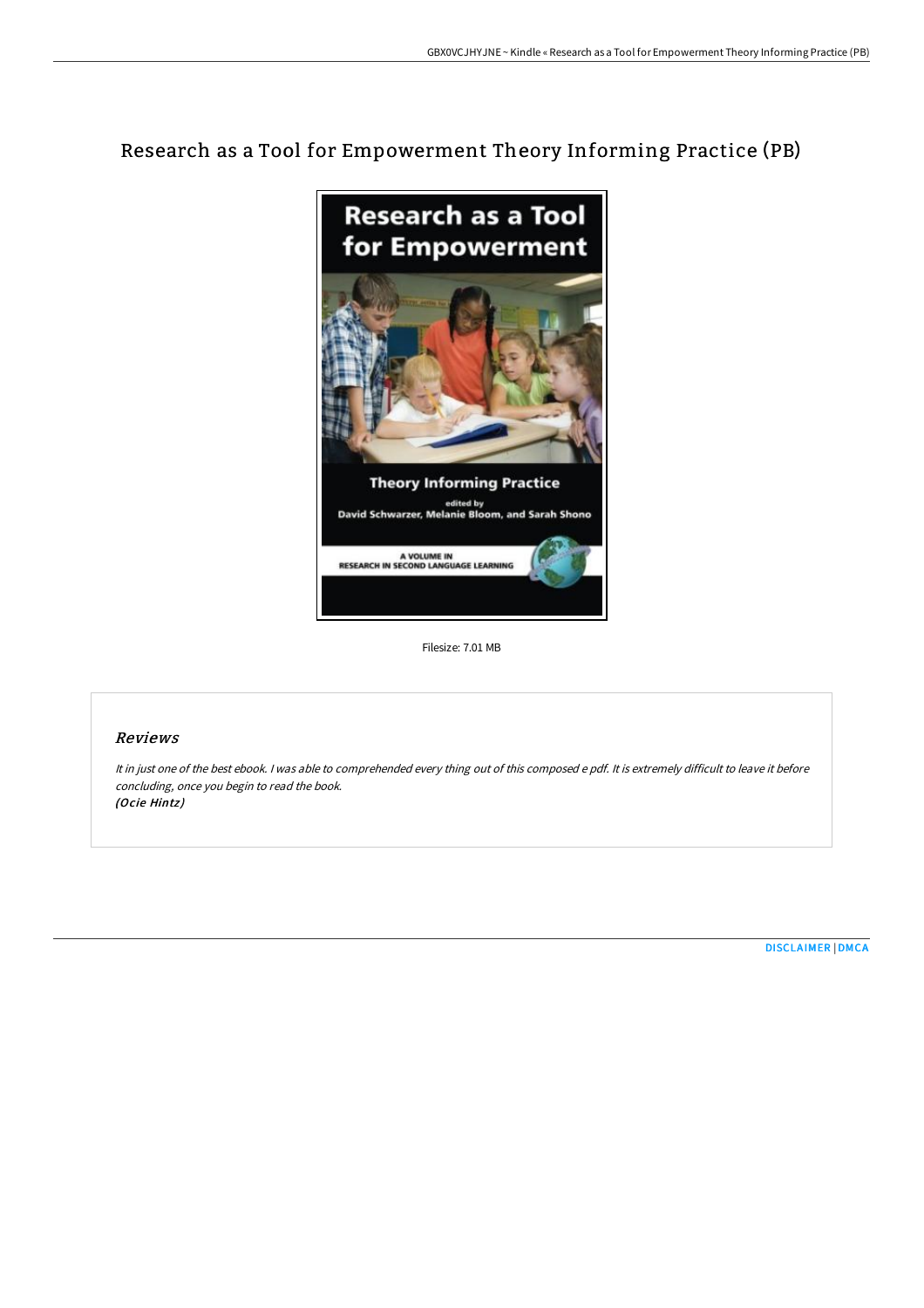# Research as a Tool for Empowerment Theory Informing Practice (PB)

Filesize: 7.01 MB

## Reviews

*It in just one of the best ebook. I was able to comprehended every thing out of this composed e pdf. It is extremely difficult to leave it before concluding, once you begin to read the book.*
*(Ocie Hintz)*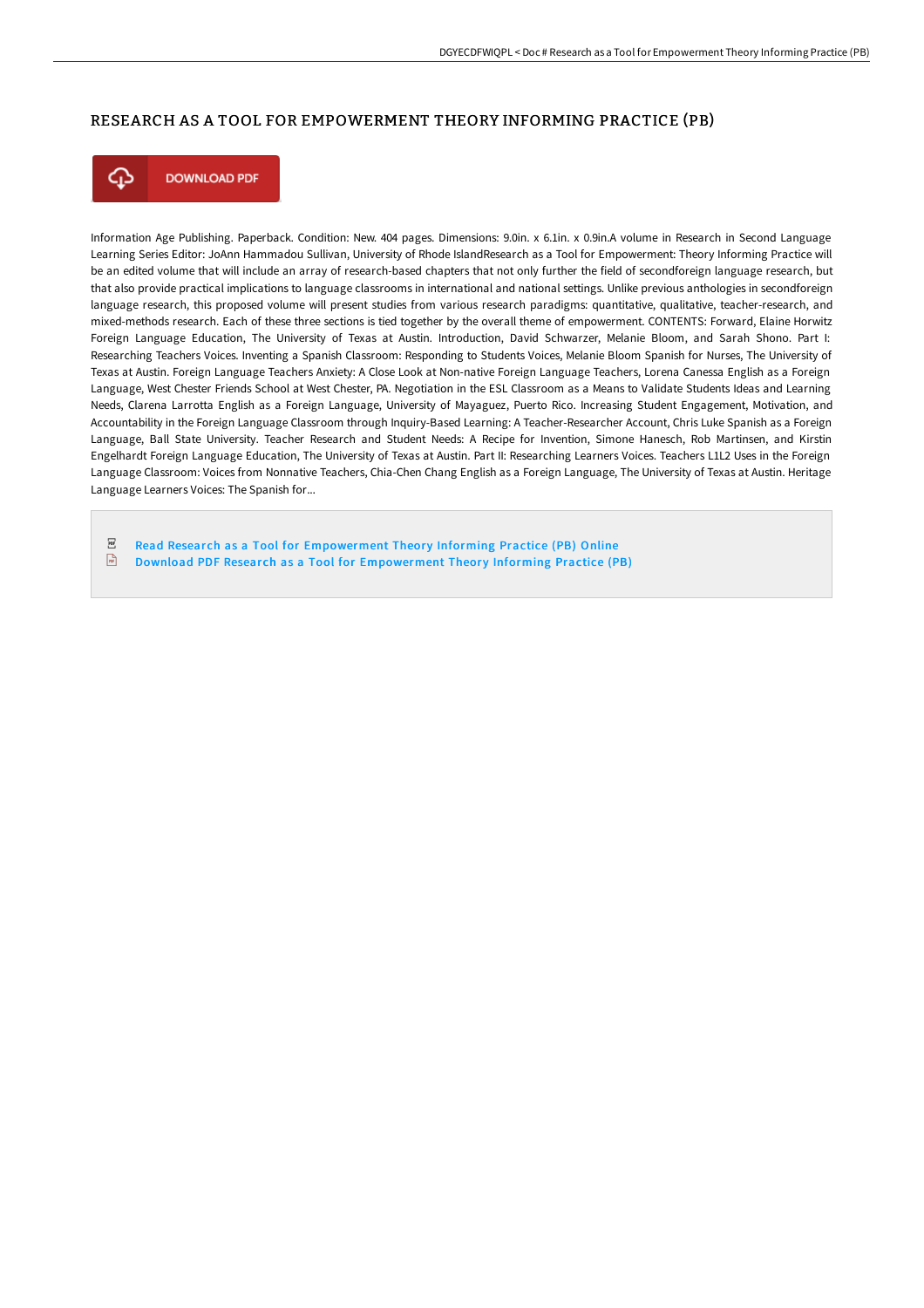# RESEARCH AS A TOOL FOR EMPOWERMENT THEORY INFORMING PRACTICE (PB)

DOWNLOAD PDF

Information Age Publishing. Paperback. Condition: New. 404 pages. Dimensions: 9.0in. x 6.1in. x 0.9in.A volume in Research in Second Language Learning Series Editor: JoAnn Hammadou Sullivan, University of Rhode IslandResearch as a Tool for Empowerment: Theory Informing Practice will be an edited volume that will include an array of research-based chapters that not only further the field of secondforeign language research, but that also provide practical implications to language classrooms in international and national settings. Unlike previous anthologies in secondforeign language research, this proposed volume will present studies from various research paradigms: quantitative, qualitative, teacher-research, and mixed-methods research. Each of these three sections is tied together by the overall theme of empowerment. CONTENTS: Forward, Elaine Horwitz Foreign Language Education, The University of Texas at Austin. Introduction, David Schwarzer, Melanie Bloom, and Sarah Shono. Part I: Researching Teachers Voices. Inventing a Spanish Classroom: Responding to Students Voices, Melanie Bloom Spanish for Nurses, The University of Texas at Austin. Foreign Language Teachers Anxiety: A Close Look at Non-native Foreign Language Teachers, Lorena Canessa English as a Foreign Language, West Chester Friends School at West Chester, PA. Negotiation in the ESL Classroom as a Means to Validate Students Ideas and Learning Needs, Clarena Larrotta English as a Foreign Language, University of Mayaguez, Puerto Rico. Increasing Student Engagement, Motivation, and Accountability in the Foreign Language Classroom through Inquiry-Based Learning: A Teacher-Researcher Account, Chris Luke Spanish as a Foreign Language, Ball State University. Teacher Research and Student Needs: A Recipe for Invention, Simone Hanesch, Rob Martinsen, and Kirstin Engelhardt Foreign Language Education, The University of Texas at Austin. Part II: Researching Learners Voices. Teachers L1L2 Uses in the Foreign Language Classroom: Voices from Nonnative Teachers, Chia-Chen Chang English as a Foreign Language, The University of Texas at Austin. Heritage Language Learners Voices: The Spanish for...

Read Research as a Tool for Empowerment Theory Informing Practice (PB) Online
Download PDF Research as a Tool for Empowerment Theory Informing Practice (PB)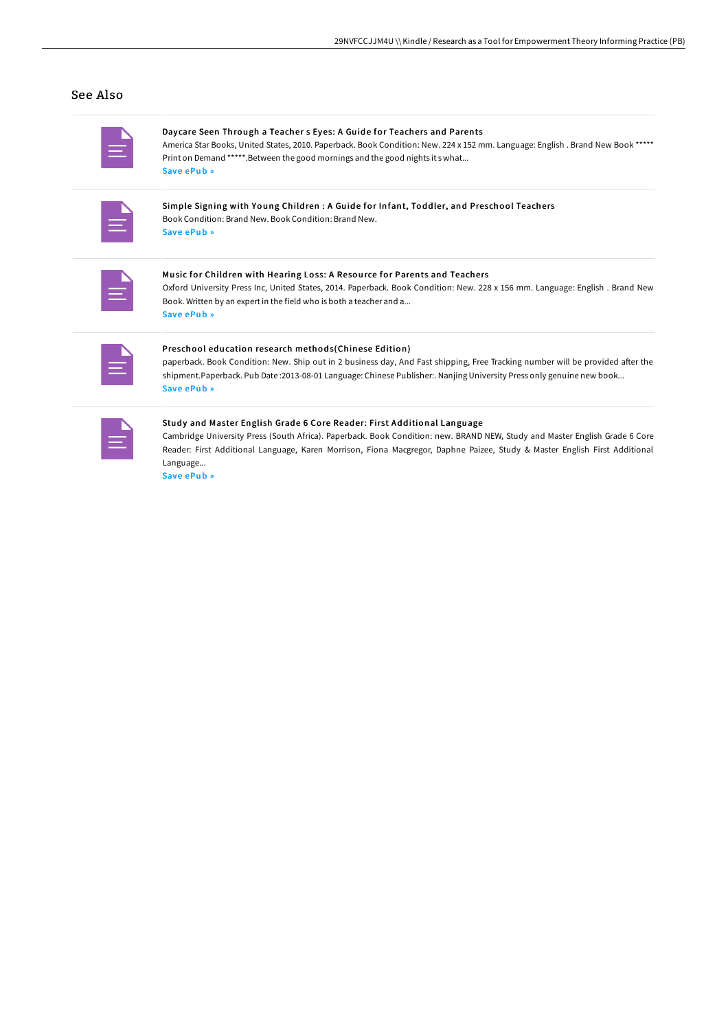## See Also

**Daycare Seen Through a Teacher s Eyes: A Guide for Teachers and Parents**

America Star Books, United States, 2010. Paperback. Book Condition: New. 224 x 152 mm. Language: English . Brand New Book ***** Print on Demand *****.Between the good mornings and the good nights it s what...

Save ePub »

**Simple Signing with Young Children : A Guide for Infant, Toddler, and Preschool Teachers**

Book Condition: Brand New. Book Condition: Brand New.

Save ePub »

**Music for Children with Hearing Loss: A Resource for Parents and Teachers**

Oxford University Press Inc, United States, 2014. Paperback. Book Condition: New. 228 x 156 mm. Language: English . Brand New Book. Written by an expert in the field who is both a teacher and a...

Save ePub »

**Preschool education research methods(Chinese Edition)**

paperback. Book Condition: New. Ship out in 2 business day, And Fast shipping, Free Tracking number will be provided after the shipment.Paperback. Pub Date :2013-08-01 Language: Chinese Publisher:. Nanjing University Press only genuine new book...

Save ePub »

**Study and Master English Grade 6 Core Reader: First Additional Language**

Cambridge University Press (South Africa). Paperback. Book Condition: new. BRAND NEW, Study and Master English Grade 6 Core Reader: First Additional Language, Karen Morrison, Fiona Macgregor, Daphne Paizee, Study & Master English First Additional Language...

Save ePub »